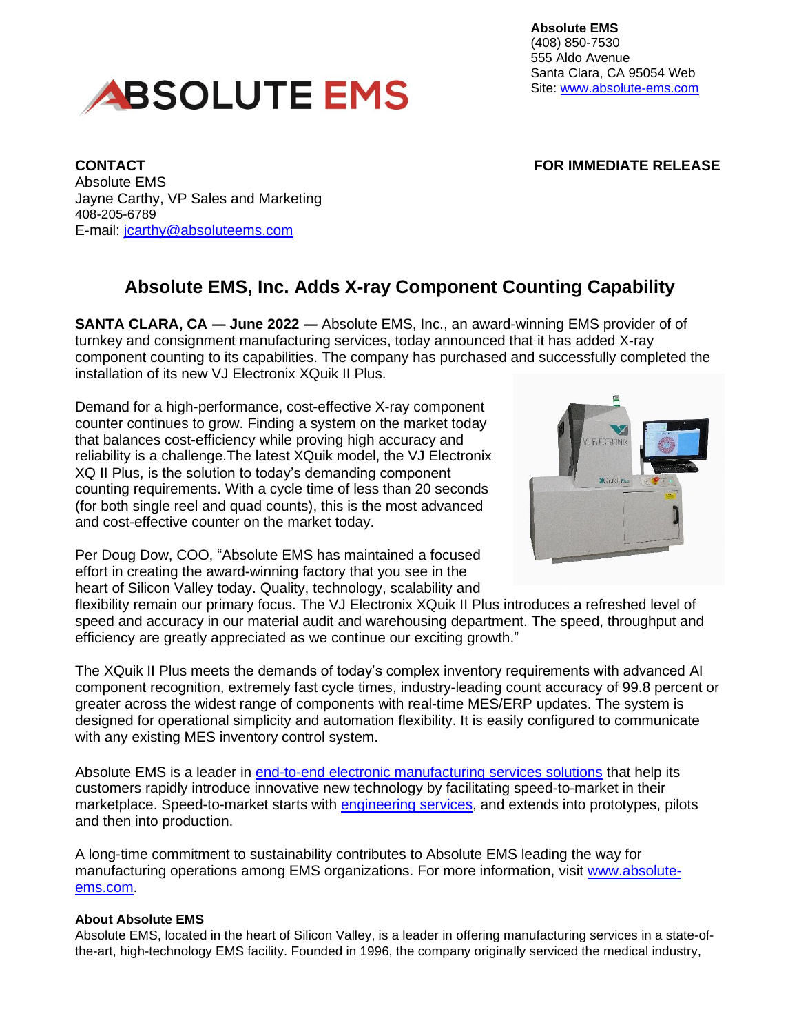**Absolute EMS**
(408) 850-7530
555 Aldo Avenue
Santa Clara, CA 95054 Web
Site: www.absolute-ems.com

**CONTACT**
Absolute EMS
Jayne Carthy, VP Sales and Marketing
408-205-6789
E-mail: jcarthy@absoluteems.com

**FOR IMMEDIATE RELEASE**

## Absolute EMS, Inc. Adds X-ray Component Counting Capability

**SANTA CLARA, CA — June 2022 —** Absolute EMS, Inc., an award-winning EMS provider of of turnkey and consignment manufacturing services, today announced that it has added X-ray component counting to its capabilities. The company has purchased and successfully completed the installation of its new VJ Electronix XQuik II Plus.

Demand for a high-performance, cost-effective X-ray component counter continues to grow. Finding a system on the market today that balances cost-efficiency while proving high accuracy and reliability is a challenge.The latest XQuik model, the VJ Electronix XQ II Plus, is the solution to today's demanding component counting requirements. With a cycle time of less than 20 seconds (for both single reel and quad counts), this is the most advanced and cost-effective counter on the market today.

Per Doug Dow, COO, "Absolute EMS has maintained a focused effort in creating the award-winning factory that you see in the heart of Silicon Valley today. Quality, technology, scalability and flexibility remain our primary focus. The VJ Electronix XQuik II Plus introduces a refreshed level of speed and accuracy in our material audit and warehousing department. The speed, throughput and efficiency are greatly appreciated as we continue our exciting growth."

The XQuik II Plus meets the demands of today's complex inventory requirements with advanced AI component recognition, extremely fast cycle times, industry-leading count accuracy of 99.8 percent or greater across the widest range of components with real-time MES/ERP updates. The system is designed for operational simplicity and automation flexibility. It is easily configured to communicate with any existing MES inventory control system.

Absolute EMS is a leader in end-to-end electronic manufacturing services solutions that help its customers rapidly introduce innovative new technology by facilitating speed-to-market in their marketplace. Speed-to-market starts with engineering services, and extends into prototypes, pilots and then into production.

A long-time commitment to sustainability contributes to Absolute EMS leading the way for manufacturing operations among EMS organizations. For more information, visit www.absolute-ems.com.

**About Absolute EMS**

Absolute EMS, located in the heart of Silicon Valley, is a leader in offering manufacturing services in a state-of-the-art, high-technology EMS facility. Founded in 1996, the company originally serviced the medical industry,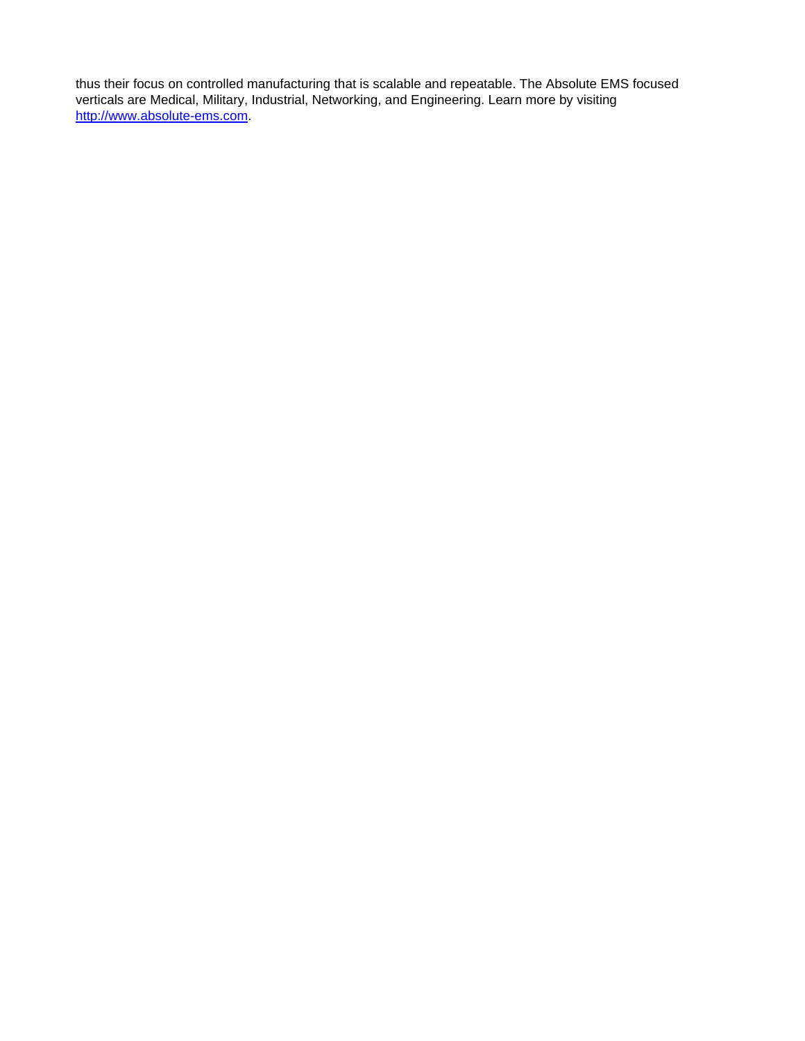thus their focus on controlled manufacturing that is scalable and repeatable. The Absolute EMS focused verticals are Medical, Military, Industrial, Networking, and Engineering. Learn more by visiting [http://www.absolute-ems.com](http://www.absolute-ems.com).